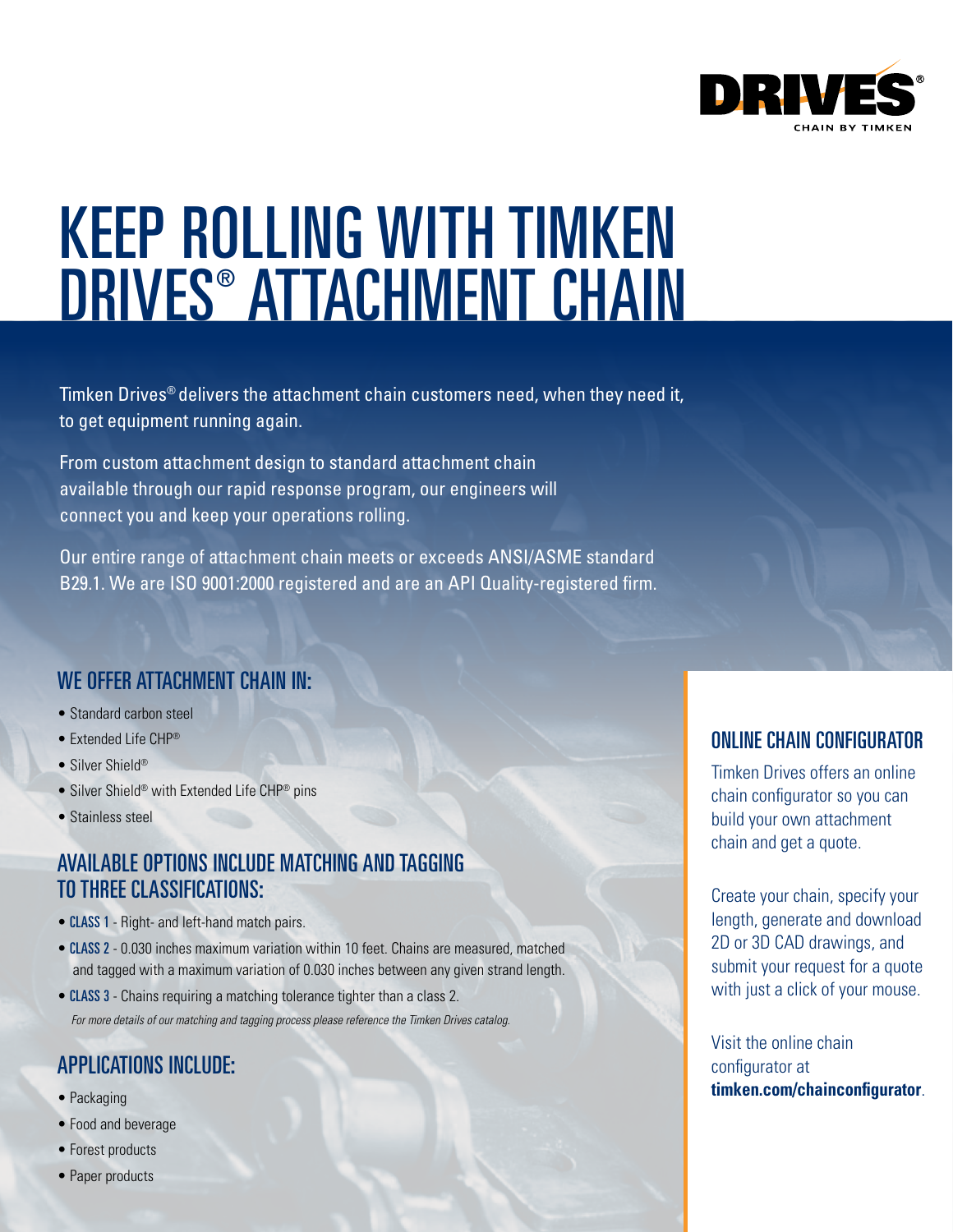DRIVES®

CHAIN BY TIMKEN

# KEEP ROLLING WITH TIMKEN DRIVES® ATTACHMENT CHAIN

Timken Drives® delivers the attachment chain customers need, when they need it, to get equipment running again.

From custom attachment design to standard attachment chain available through our rapid response program, our engineers will connect you and keep your operations rolling.

Our entire range of attachment chain meets or exceeds ANSI/ASME standard B29.1. We are ISO 9001:2000 registered and are an API Quality-registered firm.

## WE OFFER ATTACHMENT CHAIN IN:

- Standard carbon steel
- Extended Life CHP®
- Silver Shield®
- Silver Shield® with Extended Life CHP® pins
- Stainless steel

## AVAILABLE OPTIONS INCLUDE MATCHING AND TAGGING TO THREE CLASSIFICATIONS:

- **CLASS 1** - Right- and left-hand match pairs.
- **CLASS 2** - 0.030 inches maximum variation within 10 feet. Chains are measured, matched and tagged with a maximum variation of 0.030 inches between any given strand length.
- **CLASS 3** - Chains requiring a matching tolerance tighter than a class 2.

*For more details of our matching and tagging process please reference the Timken Drives catalog.*

## APPLICATIONS INCLUDE:

- Packaging
- Food and beverage
- Forest products
- Paper products

## ONLINE CHAIN CONFIGURATOR

Timken Drives offers an online chain configurator so you can build your own attachment chain and get a quote.

Create your chain, specify your length, generate and download 2D or 3D CAD drawings, and submit your request for a quote with just a click of your mouse.

Visit the online chain configurator at **timken.com/chainconfigurator**.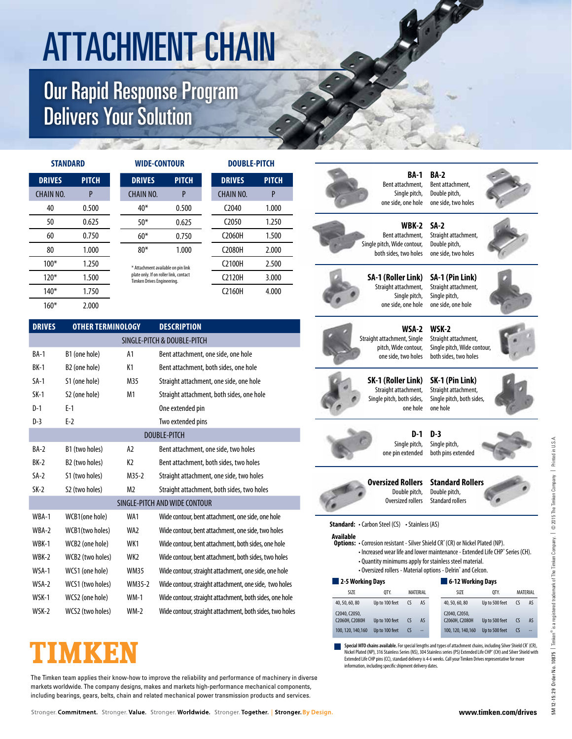# ATTACHMENT CHAIN

## Our Rapid Response Program Delivers Your Solution

### STANDARD

| DRIVES | PITCH |
|---|---|
| CHAIN NO. | P |
| 40 | 0.500 |
| 50 | 0.625 |
| 60 | 0.750 |
| 80 | 1.000 |
| 100* | 1.250 |
| 120* | 1.500 |
| 140* | 1.750 |
| 160* | 2.000 |

### WIDE-CONTOUR

| DRIVES | PITCH |
|---|---|
| CHAIN NO. | P |
| 40* | 0.500 |
| 50* | 0.625 |
| 60* | 0.750 |
| 80* | 1.000 |

* Attachment available on pin link plate only. If on roller link, contact Timken Drives Engineering.

### DOUBLE-PITCH

| DRIVES | PITCH |
|---|---|
| CHAIN NO. | P |
| C2040 | 1.000 |
| C2050 | 1.250 |
| C2060H | 1.500 |
| C2080H | 2.000 |
| C2100H | 2.500 |
| C2120H | 3.000 |
| C2160H | 4.000 |

| DRIVES | OTHER TERMINOLOGY | | DESCRIPTION |
|---|---|---|---|
| SINGLE-PITCH & DOUBLE-PITCH | | | |
| BA-1 | B1 (one hole) | A1 | Bent attachment, one side, one hole |
| BK-1 | B2 (one hole) | K1 | Bent attachment, both sides, one hole |
| SA-1 | S1 (one hole) | M35 | Straight attachment, one side, one hole |
| SK-1 | S2 (one hole) | M1 | Straight attachment, both sides, one hole |
| D-1 | E-1 | | One extended pin |
| D-3 | E-2 | | Two extended pins |
| DOUBLE-PITCH | | | |
| BA-2 | B1 (two holes) | A2 | Bent attachment, one side, two holes |
| BK-2 | B2 (two holes) | K2 | Bent attachment, both sides, two holes |
| SA-2 | S1 (two holes) | M35-2 | Straight attachment, one side, two holes |
| SK-2 | S2 (two holes) | M2 | Straight attachment, both sides, two holes |
| SINGLE-PITCH AND WIDE CONTOUR | | | |
| WBA-1 | WCB1(one hole) | WA1 | Wide contour, bent attachment, one side, one hole |
| WBA-2 | WCB1(two holes) | WA2 | Wide contour, bent attachment, one side, two holes |
| WBK-1 | WCB2 (one hole) | WK1 | Wide contour, bent attachment, both sides, one hole |
| WBK-2 | WCB2 (two holes) | WK2 | Wide contour, bent attachment, both sides, two holes |
| WSA-1 | WCS1 (one hole) | WM35 | Wide contour, straight attachment, one side, one hole |
| WSA-2 | WCS1 (two holes) | WM35-2 | Wide contour, straight attachment, one side, two holes |
| WSK-1 | WCS2 (one hole) | WM-1 | Wide contour, straight attachment, both sides, one hole |
| WSK-2 | WCS2 (two holes) | WM-2 | Wide contour, straight attachment, both sides, two holes |

**BA-1** Bent attachment, Single pitch, one side, one hole

**BA-2** Bent attachment, Double pitch, one side, two holes

**WBK-2** Bent attachment, Single pitch, Wide contour, both sides, two holes

**SA-2** Straight attachment, Double pitch, one side, two holes

**SA-1 (Roller Link)** Straight attachment, Single pitch, one side, one hole

**SA-1 (Pin Link)** Straight attachment, Single pitch, one side, one hole

**WSA-2** Straight attachment, Single pitch, Wide contour, one side, two holes

**WSK-2** Straight attachment, Single pitch, Wide contour, both sides, two holes

**SK-1 (Roller Link)** Straight attachment, Single pitch, both sides, one hole

**SK-1 (Pin Link)** Straight attachment, Single pitch, both sides, one hole

**D-1** Single pitch, one pin extended

**D-3** Single pitch, both pins extended

**Oversized Rollers** Double pitch, Oversized rollers

**Standard Rollers** Double pitch, Standard rollers

**Standard:** • Carbon Steel (CS) • Stainless (AS)

**Available Options:**
- Corrosion resistant - Silver Shield CR® (CR) or Nickel Plated (NP).
- Increased wear life and lower maintenance - Extended Life CHP® Series (CH).
- Quantity minimums apply for stainless steel material.
- Oversized rollers - Material options - Delrin® and Celcon.

**2-5 Working Days**

| SIZE | QTY. | MATERIAL | |
|---|---|---|---|
| 40, 50, 60, 80 | Up to 100 feet | CS | AS |
| C2040, C2050, C2060H, C2080H | Up to 100 feet | CS | AS |
| 100, 120, 140,160 | Up to 100 feet | CS | -- |

**6-12 Working Days**

| SIZE | QTY. | MATERIAL | |
|---|---|---|---|
| 40, 50, 60, 80 | Up to 500 feet | CS | AS |
| C2040, C2050, C2060H, C2080H | Up to 500 feet | CS | AS |
| 100, 120, 140,160 | Up to 500 feet | CS | -- |

**Special MTO chains available.** For special lengths and types of attachment chains, including Silver Shield CR® (CR), Nickel Plated (NP), 316 Stainless Series (NS), 304 Stainless Series (PS) Extended Life CHP® (CH) and Silver Shield with Extended Life CHP pins (CC), standard delivery is 4-6 weeks. Call your Timken Drives representative for more information, including specific shipment delivery dates.

TIMKEN

The Timken team applies their know-how to improve the reliability and performance of machinery in diverse markets worldwide. The company designs, makes and markets high-performance mechanical components, including bearings, gears, belts, chain and related mechanical power transmission products and services.

Stronger. **Commitment.** Stronger. **Value.** Stronger. **Worldwide.** Stronger. **Together.** | **Stronger. By Design.**

**www.timken.com/drives**

5M 12-15:29 Order No. 10875 | Timken® is a registered trademark of The Timken Company. | © 2015 The Timken Company | Printed in U.S.A.